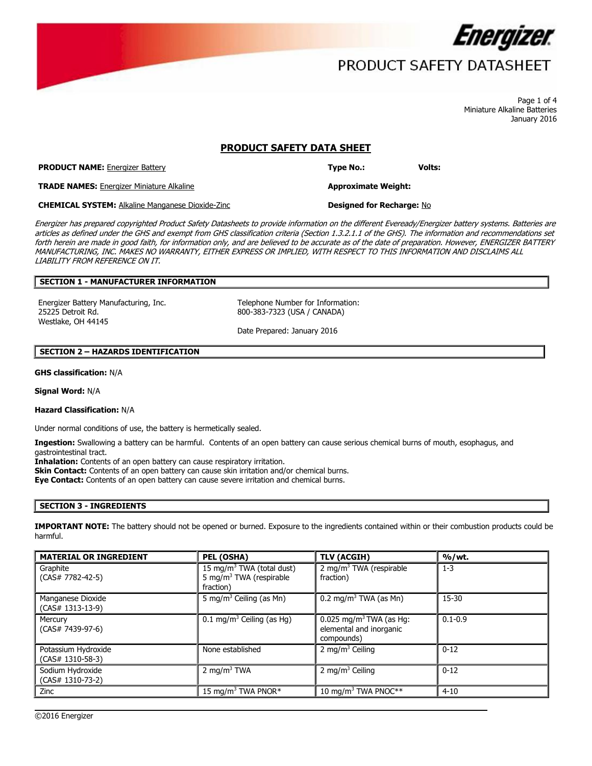# PRODUCT SAFETY DATASHEET

Miniature Alkaline Batteries
January 2016

## PRODUCT SAFETY DATA SHEET

**PRODUCT NAME:** Energizer Battery **Type No.:** **Volts:**

**TRADE NAMES:** Energizer Miniature Alkaline **Approximate Weight:**

**CHEMICAL SYSTEM:** Alkaline Manganese Dioxide-Zinc **Designed for Recharge:** No

*Energizer has prepared copyrighted Product Safety Datasheets to provide information on the different Eveready/Energizer battery systems. Batteries are articles as defined under the GHS and exempt from GHS classification criteria (Section 1.3.2.1.1 of the GHS). The information and recommendations set forth herein are made in good faith, for information only, and are believed to be accurate as of the date of preparation. However, ENERGIZER BATTERY MANUFACTURING, INC. MAKES NO WARRANTY, EITHER EXPRESS OR IMPLIED, WITH RESPECT TO THIS INFORMATION AND DISCLAIMS ALL LIABILITY FROM REFERENCE ON IT.*

### SECTION 1 - MANUFACTURER INFORMATION

Energizer Battery Manufacturing, Inc.
25225 Detroit Rd.
Westlake, OH 44145

Telephone Number for Information:
800-383-7323 (USA / CANADA)

Date Prepared: January 2016

### SECTION 2 – HAZARDS IDENTIFICATION

**GHS classification:** N/A

**Signal Word:** N/A

**Hazard Classification:** N/A

Under normal conditions of use, the battery is hermetically sealed.

**Ingestion:** Swallowing a battery can be harmful. Contents of an open battery can cause serious chemical burns of mouth, esophagus, and gastrointestinal tract.
**Inhalation:** Contents of an open battery can cause respiratory irritation.
**Skin Contact:** Contents of an open battery can cause skin irritation and/or chemical burns.
**Eye Contact:** Contents of an open battery can cause severe irritation and chemical burns.

### SECTION 3 - INGREDIENTS

**IMPORTANT NOTE:** The battery should not be opened or burned. Exposure to the ingredients contained within or their combustion products could be harmful.

| MATERIAL OR INGREDIENT | PEL (OSHA) | TLV (ACGIH) | %/wt. |
|---|---|---|---|
| Graphite (CAS# 7782-42-5) | 15 mg/m$^3$ TWA (total dust) 5 mg/m$^3$ TWA (respirable fraction) | 2 mg/m$^3$ TWA (respirable fraction) | 1-3 |
| Manganese Dioxide (CAS# 1313-13-9) | 5 mg/m$^3$ Ceiling (as Mn) | 0.2 mg/m$^3$ TWA (as Mn) | 15-30 |
| Mercury (CAS# 7439-97-6) | 0.1 mg/m$^3$ Ceiling (as Hg) | 0.025 mg/m$^3$ TWA (as Hg: elemental and inorganic compounds) | 0.1-0.9 |
| Potassium Hydroxide (CAS# 1310-58-3) | None established | 2 mg/m$^3$ Ceiling | 0-12 |
| Sodium Hydroxide (CAS# 1310-73-2) | 2 mg/m$^3$ TWA | 2 mg/m$^3$ Ceiling | 0-12 |
| Zinc | 15 mg/m$^3$ TWA PNOR* | 10 mg/m$^3$ TWA PNOC** | 4-10 |

©2016 Energizer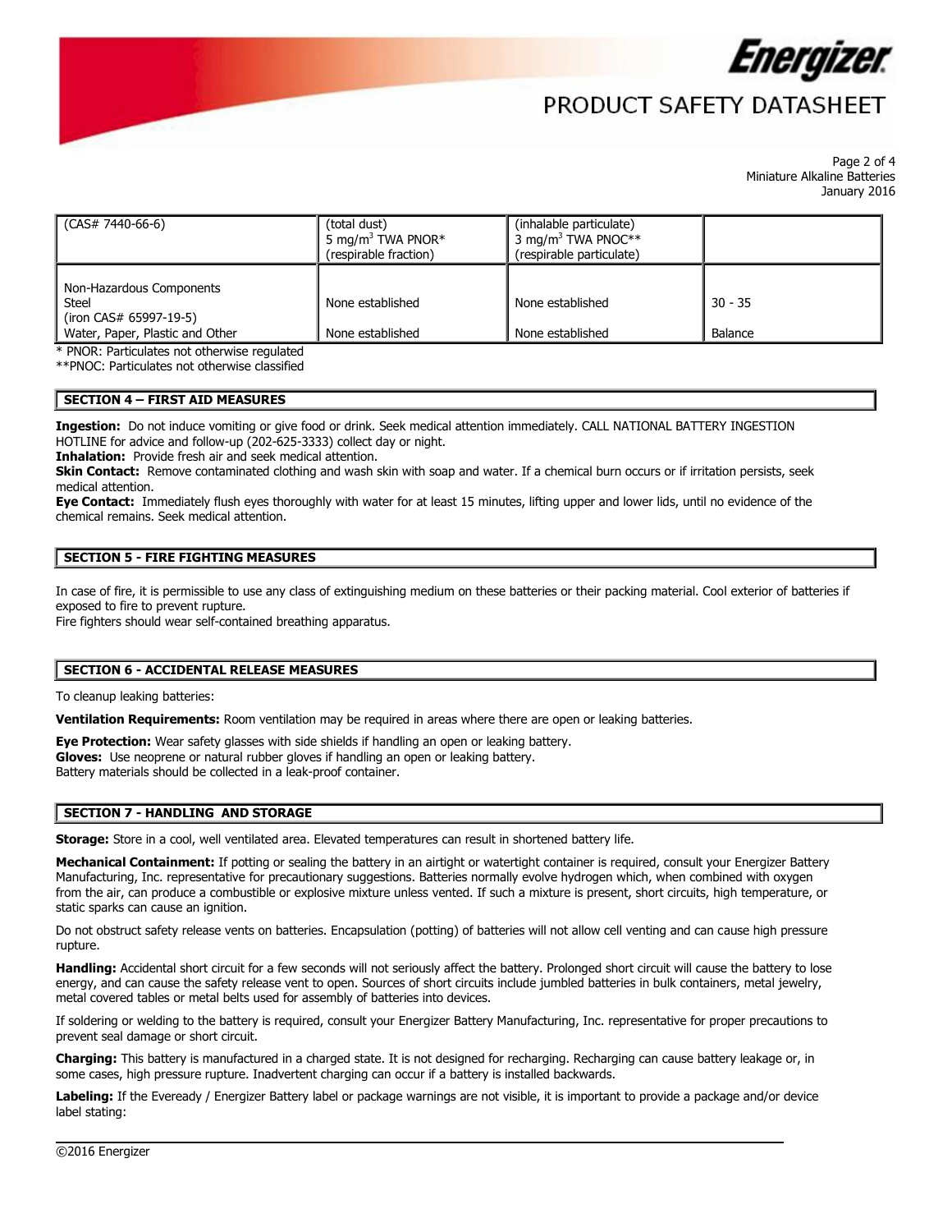| | | | |
|---|---|---|---|
| (CAS# 7440-66-6) | (total dust)<br>5 mg/$m^3$ TWA PNOR*<br>(respirable fraction) | (inhalable particulate)<br>3 mg/$m^3$ TWA PNOC**<br>(respirable particulate) | |
| Non-Hazardous Components<br>Steel<br>(iron CAS# 65997-19-5)<br>Water, Paper, Plastic and Other | None established<br><br>None established | None established<br><br>None established | 30 - 35<br><br>Balance |

\* PNOR: Particulates not otherwise regulated
\*\*PNOC: Particulates not otherwise classified

## SECTION 4 – FIRST AID MEASURES

**Ingestion:** Do not induce vomiting or give food or drink. Seek medical attention immediately. CALL NATIONAL BATTERY INGESTION HOTLINE for advice and follow-up (202-625-3333) collect day or night.

**Inhalation:** Provide fresh air and seek medical attention.

**Skin Contact:** Remove contaminated clothing and wash skin with soap and water. If a chemical burn occurs or if irritation persists, seek medical attention.

**Eye Contact:** Immediately flush eyes thoroughly with water for at least 15 minutes, lifting upper and lower lids, until no evidence of the chemical remains. Seek medical attention.

## SECTION 5 - FIRE FIGHTING MEASURES

In case of fire, it is permissible to use any class of extinguishing medium on these batteries or their packing material. Cool exterior of batteries if exposed to fire to prevent rupture.

Fire fighters should wear self-contained breathing apparatus.

## SECTION 6 - ACCIDENTAL RELEASE MEASURES

To cleanup leaking batteries:

**Ventilation Requirements:** Room ventilation may be required in areas where there are open or leaking batteries.

**Eye Protection:** Wear safety glasses with side shields if handling an open or leaking battery.

**Gloves:** Use neoprene or natural rubber gloves if handling an open or leaking battery.

Battery materials should be collected in a leak-proof container.

## SECTION 7 - HANDLING AND STORAGE

**Storage:** Store in a cool, well ventilated area. Elevated temperatures can result in shortened battery life.

**Mechanical Containment:** If potting or sealing the battery in an airtight or watertight container is required, consult your Energizer Battery Manufacturing, Inc. representative for precautionary suggestions. Batteries normally evolve hydrogen which, when combined with oxygen from the air, can produce a combustible or explosive mixture unless vented. If such a mixture is present, short circuits, high temperature, or static sparks can cause an ignition.

Do not obstruct safety release vents on batteries. Encapsulation (potting) of batteries will not allow cell venting and can cause high pressure rupture.

**Handling:** Accidental short circuit for a few seconds will not seriously affect the battery. Prolonged short circuit will cause the battery to lose energy, and can cause the safety release vent to open. Sources of short circuits include jumbled batteries in bulk containers, metal jewelry, metal covered tables or metal belts used for assembly of batteries into devices.

If soldering or welding to the battery is required, consult your Energizer Battery Manufacturing, Inc. representative for proper precautions to prevent seal damage or short circuit.

**Charging:** This battery is manufactured in a charged state. It is not designed for recharging. Recharging can cause battery leakage or, in some cases, high pressure rupture. Inadvertent charging can occur if a battery is installed backwards.

**Labeling:** If the Eveready / Energizer Battery label or package warnings are not visible, it is important to provide a package and/or device label stating: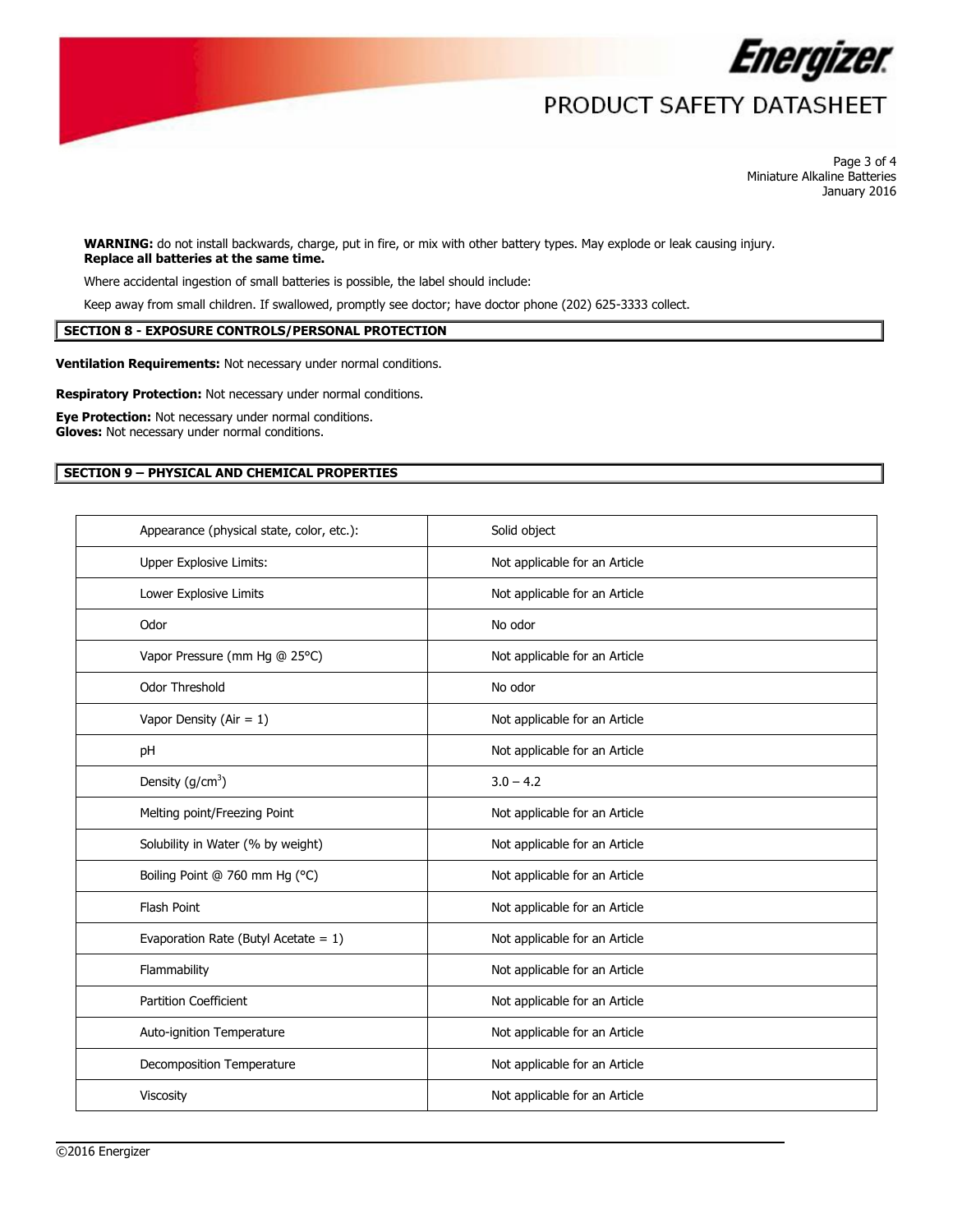**WARNING:** do not install backwards, charge, put in fire, or mix with other battery types. May explode or leak causing injury.
**Replace all batteries at the same time.**

Where accidental ingestion of small batteries is possible, the label should include:

Keep away from small children. If swallowed, promptly see doctor; have doctor phone (202) 625-3333 collect.

## SECTION 8 - EXPOSURE CONTROLS/PERSONAL PROTECTION

**Ventilation Requirements:** Not necessary under normal conditions.

**Respiratory Protection:** Not necessary under normal conditions.

**Eye Protection:** Not necessary under normal conditions.
**Gloves:** Not necessary under normal conditions.

## SECTION 9 – PHYSICAL AND CHEMICAL PROPERTIES

| | |
|---|---|
| Appearance (physical state, color, etc.): | Solid object |
| Upper Explosive Limits: | Not applicable for an Article |
| Lower Explosive Limits | Not applicable for an Article |
| Odor | No odor |
| Vapor Pressure (mm Hg @ 25°C) | Not applicable for an Article |
| Odor Threshold | No odor |
| Vapor Density (Air = 1) | Not applicable for an Article |
| pH | Not applicable for an Article |
| Density (g/cm$^3$) | 3.0 – 4.2 |
| Melting point/Freezing Point | Not applicable for an Article |
| Solubility in Water (% by weight) | Not applicable for an Article |
| Boiling Point @ 760 mm Hg (°C) | Not applicable for an Article |
| Flash Point | Not applicable for an Article |
| Evaporation Rate (Butyl Acetate = 1) | Not applicable for an Article |
| Flammability | Not applicable for an Article |
| Partition Coefficient | Not applicable for an Article |
| Auto-ignition Temperature | Not applicable for an Article |
| Decomposition Temperature | Not applicable for an Article |
| Viscosity | Not applicable for an Article |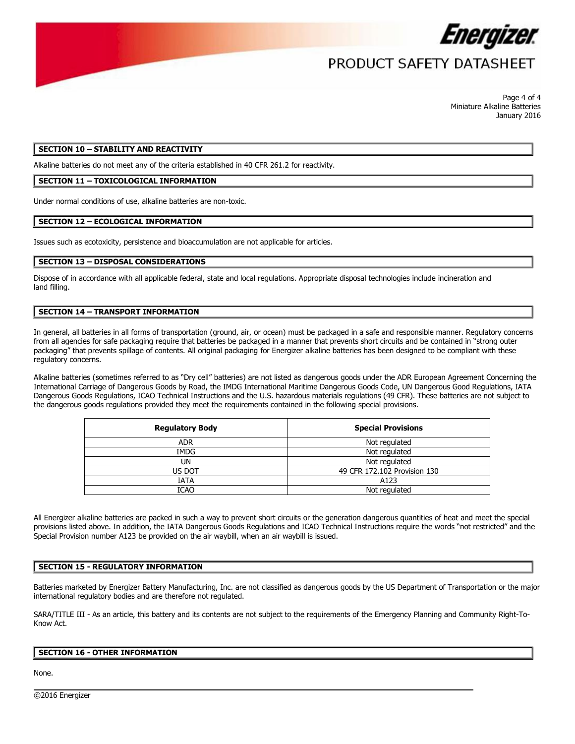## SECTION 10 – STABILITY AND REACTIVITY

Alkaline batteries do not meet any of the criteria established in 40 CFR 261.2 for reactivity.

## SECTION 11 – TOXICOLOGICAL INFORMATION

Under normal conditions of use, alkaline batteries are non-toxic.

## SECTION 12 – ECOLOGICAL INFORMATION

Issues such as ecotoxicity, persistence and bioaccumulation are not applicable for articles.

## SECTION 13 – DISPOSAL CONSIDERATIONS

Dispose of in accordance with all applicable federal, state and local regulations. Appropriate disposal technologies include incineration and land filling.

## SECTION 14 – TRANSPORT INFORMATION

In general, all batteries in all forms of transportation (ground, air, or ocean) must be packaged in a safe and responsible manner. Regulatory concerns from all agencies for safe packaging require that batteries be packaged in a manner that prevents short circuits and be contained in "strong outer packaging" that prevents spillage of contents. All original packaging for Energizer alkaline batteries has been designed to be compliant with these regulatory concerns.

Alkaline batteries (sometimes referred to as "Dry cell" batteries) are not listed as dangerous goods under the ADR European Agreement Concerning the International Carriage of Dangerous Goods by Road, the IMDG International Maritime Dangerous Goods Code, UN Dangerous Good Regulations, IATA Dangerous Goods Regulations, ICAO Technical Instructions and the U.S. hazardous materials regulations (49 CFR). These batteries are not subject to the dangerous goods regulations provided they meet the requirements contained in the following special provisions.

| Regulatory Body | Special Provisions |
|---|---|
| ADR | Not regulated |
| IMDG | Not regulated |
| UN | Not regulated |
| US DOT | 49 CFR 172.102 Provision 130 |
| IATA | A123 |
| ICAO | Not regulated |

All Energizer alkaline batteries are packed in such a way to prevent short circuits or the generation dangerous quantities of heat and meet the special provisions listed above. In addition, the IATA Dangerous Goods Regulations and ICAO Technical Instructions require the words "not restricted" and the Special Provision number A123 be provided on the air waybill, when an air waybill is issued.

## SECTION 15 - REGULATORY INFORMATION

Batteries marketed by Energizer Battery Manufacturing, Inc. are not classified as dangerous goods by the US Department of Transportation or the major international regulatory bodies and are therefore not regulated.

SARA/TITLE III - As an article, this battery and its contents are not subject to the requirements of the Emergency Planning and Community Right-To-Know Act.

## SECTION 16 - OTHER INFORMATION

None.

©2016 Energizer